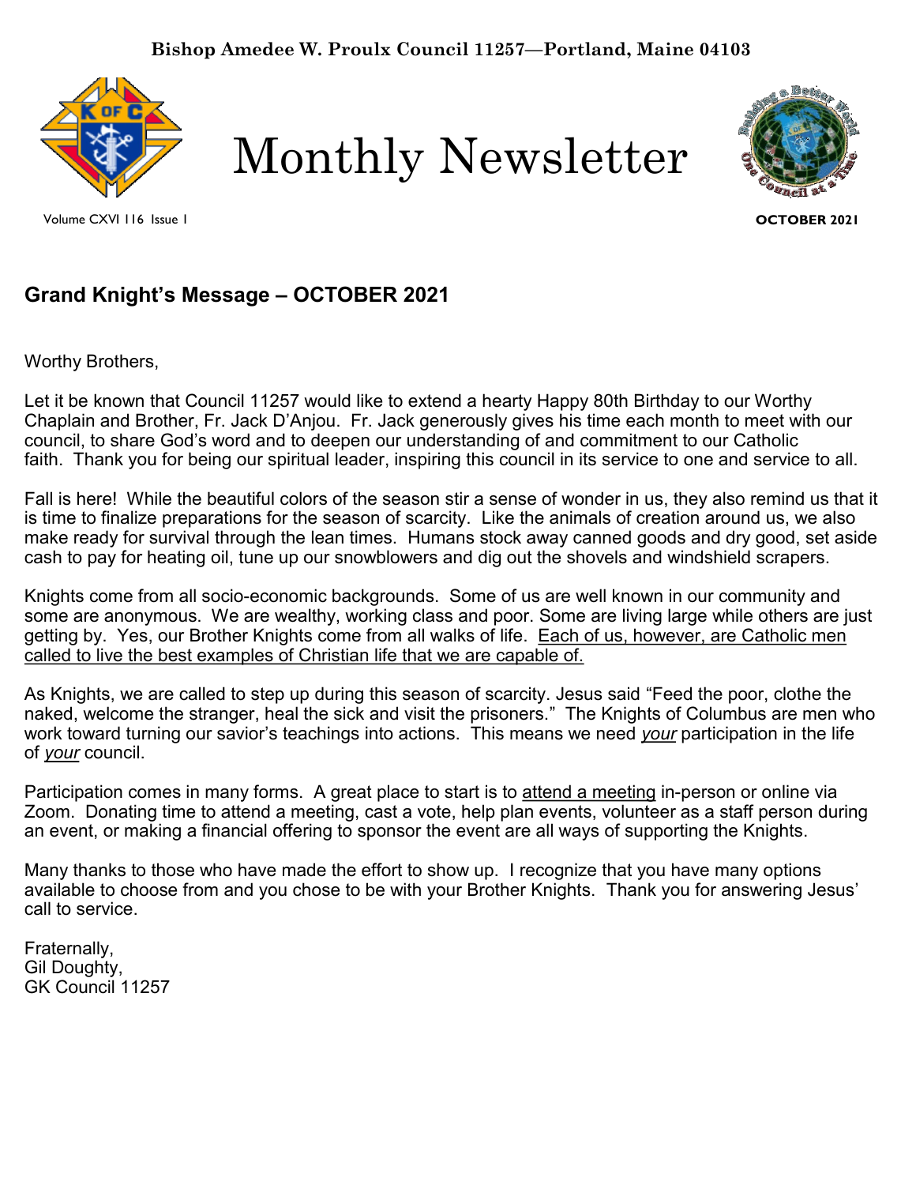**Bishop Amedee W. Proulx Council 11257—Portland, Maine 04103**

# Monthly Newsletter

Volume CXVI 116 Issue 1

**OCTOBER 2021**

## Grand Knight's Message – OCTOBER 2021

Worthy Brothers,

Let it be known that Council 11257 would like to extend a hearty Happy 80th Birthday to our Worthy Chaplain and Brother, Fr. Jack D'Anjou. Fr. Jack generously gives his time each month to meet with our council, to share God's word and to deepen our understanding of and commitment to our Catholic faith. Thank you for being our spiritual leader, inspiring this council in its service to one and service to all.

Fall is here! While the beautiful colors of the season stir a sense of wonder in us, they also remind us that it is time to finalize preparations for the season of scarcity. Like the animals of creation around us, we also make ready for survival through the lean times. Humans stock away canned goods and dry good, set aside cash to pay for heating oil, tune up our snowblowers and dig out the shovels and windshield scrapers.

Knights come from all socio-economic backgrounds. Some of us are well known in our community and some are anonymous. We are wealthy, working class and poor. Some are living large while others are just getting by. Yes, our Brother Knights come from all walks of life. Each of us, however, are Catholic men called to live the best examples of Christian life that we are capable of.

As Knights, we are called to step up during this season of scarcity. Jesus said "Feed the poor, clothe the naked, welcome the stranger, heal the sick and visit the prisoners." The Knights of Columbus are men who work toward turning our savior's teachings into actions. This means we need *your* participation in the life of *your* council.

Participation comes in many forms. A great place to start is to attend a meeting in-person or online via Zoom. Donating time to attend a meeting, cast a vote, help plan events, volunteer as a staff person during an event, or making a financial offering to sponsor the event are all ways of supporting the Knights.

Many thanks to those who have made the effort to show up. I recognize that you have many options available to choose from and you chose to be with your Brother Knights. Thank you for answering Jesus' call to service.

Fraternally,
Gil Doughty,
GK Council 11257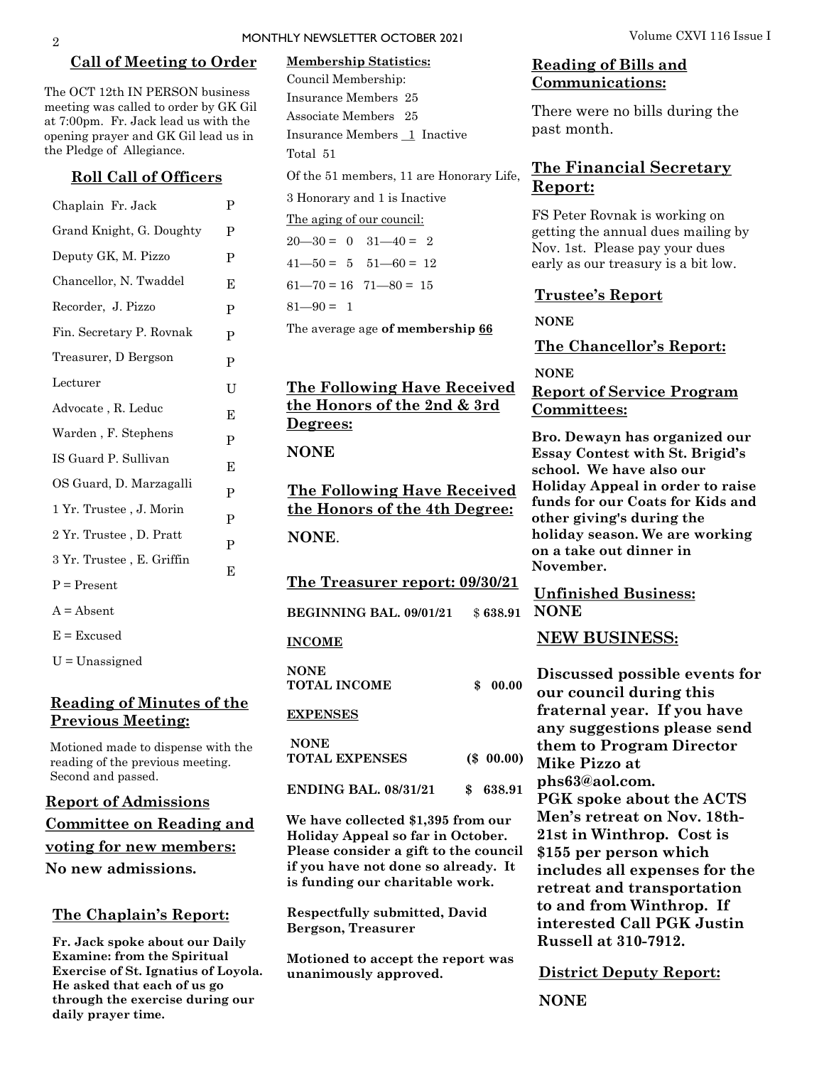## Call of Meeting to Order

The OCT 12th IN PERSON business meeting was called to order by GK Gil at 7:00pm. Fr. Jack lead us with the opening prayer and GK Gil lead us in the Pledge of Allegiance.

## Roll Call of Officers

| Officer | Status |
|---|---|
| Chaplain Fr. Jack | P |
| Grand Knight, G. Doughty | P |
| Deputy GK, M. Pizzo | P |
| Chancellor, N. Twaddel | E |
| Recorder, J. Pizzo | P |
| Fin. Secretary P. Rovnak | P |
| Treasurer, D Bergson | P |
| Lecturer | U |
| Advocate , R. Leduc | E |
| Warden , F. Stephens | P |
| IS Guard P. Sullivan | E |
| OS Guard, D. Marzagalli | P |
| 1 Yr. Trustee , J. Morin | P |
| 2 Yr. Trustee , D. Pratt | P |
| 3 Yr. Trustee , E. Griffin | E |

P = Present

A = Absent

E = Excused

U = Unassigned

## Reading of Minutes of the Previous Meeting:

Motioned made to dispense with the reading of the previous meeting. Second and passed.

## Report of Admissions Committee on Reading and voting for new members:

**No new admissions.**

## The Chaplain's Report:

**Fr. Jack spoke about our Daily Examine: from the Spiritual Exercise of St. Ignatius of Loyola. He asked that each of us go through the exercise during our daily prayer time.**

**Membership Statistics:**

Council Membership:

Insurance Members 25

Associate Members 25

Insurance Members 1 Inactive

Total 51

Of the 51 members, 11 are Honorary Life, 3 Honorary and 1 is Inactive

The aging of our council:

20—30 = 0 31—40 = 2

41—50 = 5 51—60 = 12

61—70 = 16 71—80 = 15

81—90 = 1

The average age **of membership 66**

## The Following Have Received the Honors of the 2nd & 3rd Degrees:

**NONE**

## The Following Have Received the Honors of the 4th Degree:

**NONE**.

## The Treasurer report: 09/30/21

| | |
|---|---|
| **BEGINNING BAL. 09/01/21** | $ **638.91** |
| **INCOME** | |
| **NONE** | |
| **TOTAL INCOME** | **$ 00.00** |
| **EXPENSES** | |
| **NONE** | |
| **TOTAL EXPENSES** | **($ 00.00)** |
| **ENDING BAL. 08/31/21** | **$ 638.91** |

**We have collected $1,395 from our Holiday Appeal so far in October. Please consider a gift to the council if you have not done so already. It is funding our charitable work.**

**Respectfully submitted, David Bergson, Treasurer**

**Motioned to accept the report was unanimously approved.**

## Reading of Bills and Communications:

There were no bills during the past month.

## The Financial Secretary Report:

FS Peter Rovnak is working on getting the annual dues mailing by Nov. 1st. Please pay your dues early as our treasury is a bit low.

## Trustee's Report

**NONE**

## The Chancellor's Report:

**NONE**

## Report of Service Program Committees:

**Bro. Dewayn has organized our Essay Contest with St. Brigid's school. We have also our Holiday Appeal in order to raise funds for our Coats for Kids and other giving's during the holiday season. We are working on a take out dinner in November.**

## Unfinished Business:

**NONE**

## NEW BUSINESS:

**Discussed possible events for our council during this fraternal year. If you have any suggestions please send them to Program Director Mike Pizzo at phs63@aol.com.**

**PGK spoke about the ACTS Men's retreat on Nov. 18th-21st in Winthrop. Cost is $155 per person which includes all expenses for the retreat and transportation to and from Winthrop. If interested Call PGK Justin Russell at 310-7912.**

## District Deputy Report:

**NONE**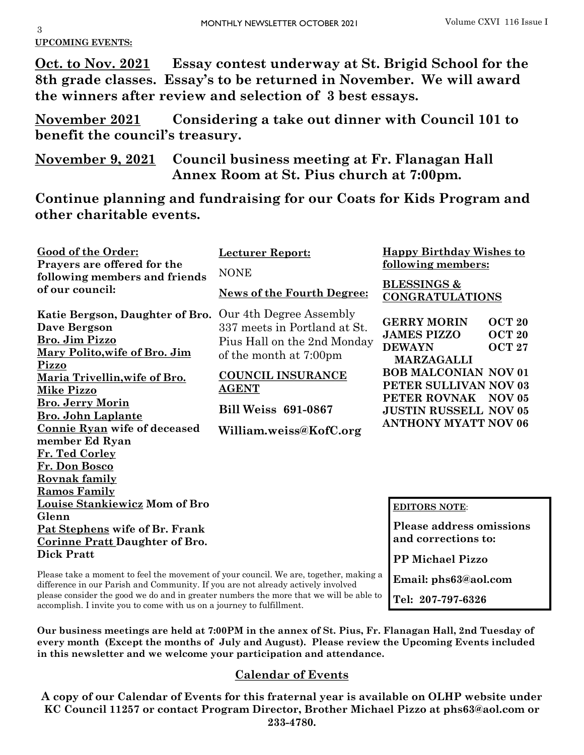**UPCOMING EVENTS:**

**Oct. to Nov. 2021** **Essay contest underway at St. Brigid School for the 8th grade classes. Essay's to be returned in November. We will award the winners after review and selection of 3 best essays.**

**November 2021** **Considering a take out dinner with Council 101 to benefit the council's treasury.**

**November 9, 2021** **Council business meeting at Fr. Flanagan Hall Annex Room at St. Pius church at 7:00pm.**

**Continue planning and fundraising for our Coats for Kids Program and other charitable events.**

**Good of the Order:**

**Prayers are offered for the following members and friends of our council:**

**Katie Bergson, Daughter of Bro. Dave Bergson**
**Bro. Jim Pizzo**
**Mary Polito,wife of Bro. Jim Pizzo**
**Maria Trivellin,wife of Bro. Mike Pizzo**
**Bro. Jerry Morin**
**Bro. John Laplante**
**Connie Ryan wife of deceased member Ed Ryan**
**Fr. Ted Corley**
**Fr. Don Bosco**
**Rovnak family**
**Ramos Family**
**Louise Stankiewicz Mom of Bro Glenn**
**Pat Stephens wife of Br. Frank**
**Corinne Pratt Daughter of Bro. Dick Pratt**

Please take a moment to feel the movement of your council. We are, together, making a difference in our Parish and Community. If you are not already actively involved please consider the good we do and in greater numbers the more that we will be able to accomplish. I invite you to come with us on a journey to fulfillment.

**Lecturer Report:**

NONE

**News of the Fourth Degree:**

Our 4th Degree Assembly 337 meets in Portland at St. Pius Hall on the 2nd Monday of the month at 7:00pm

**COUNCIL INSURANCE AGENT**

**Bill Weiss 691-0867**

**William.weiss@KofC.org**

**Happy Birthday Wishes to following members:**

**BLESSINGS & CONGRATULATIONS**

| | |
|---|---|
| **GERRY MORIN** | **OCT 20** |
| **JAMES PIZZO** | **OCT 20** |
| **DEWAYN MARZAGALLI** | **OCT 27** |
| **BOB MALCONIAN** | **NOV 01** |
| **PETER SULLIVAN** | **NOV 03** |
| **PETER ROVNAK** | **NOV 05** |
| **JUSTIN RUSSELL** | **NOV 05** |
| **ANTHONY MYATT** | **NOV 06** |

**EDITORS NOTE:**

**Please address omissions and corrections to:**

**PP Michael Pizzo**

**Email: phs63@aol.com**

**Tel: 207-797-6326**

**Our business meetings are held at 7:00PM in the annex of St. Pius, Fr. Flanagan Hall, 2nd Tuesday of every month (Except the months of July and August). Please review the Upcoming Events included in this newsletter and we welcome your participation and attendance.**

## Calendar of Events

**A copy of our Calendar of Events for this fraternal year is available on OLHP website under KC Council 11257 or contact Program Director, Brother Michael Pizzo at phs63@aol.com or 233-4780.**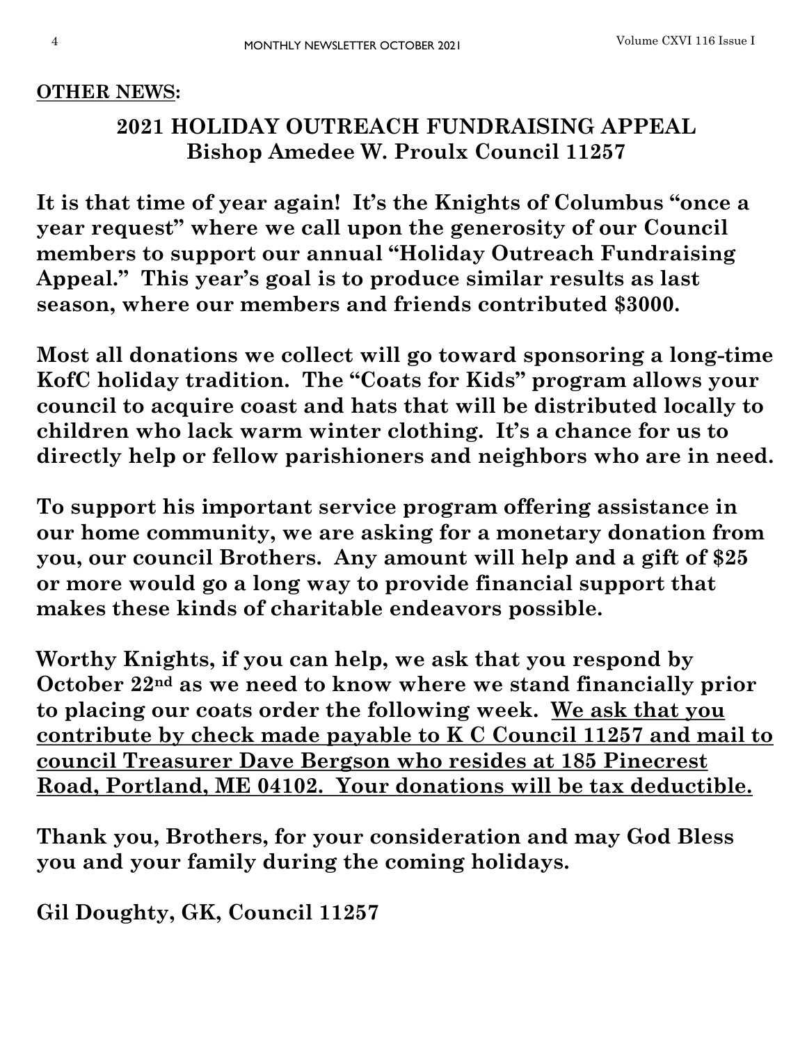**OTHER NEWS:**

## 2021 HOLIDAY OUTREACH FUNDRAISING APPEAL
## Bishop Amedee W. Proulx Council 11257

**It is that time of year again! It's the Knights of Columbus "once a year request" where we call upon the generosity of our Council members to support our annual "Holiday Outreach Fundraising Appeal." This year's goal is to produce similar results as last season, where our members and friends contributed $3000.**

**Most all donations we collect will go toward sponsoring a long-time KofC holiday tradition. The "Coats for Kids" program allows your council to acquire coast and hats that will be distributed locally to children who lack warm winter clothing. It's a chance for us to directly help or fellow parishioners and neighbors who are in need.**

**To support his important service program offering assistance in our home community, we are asking for a monetary donation from you, our council Brothers. Any amount will help and a gift of $25 or more would go a long way to provide financial support that makes these kinds of charitable endeavors possible.**

**Worthy Knights, if you can help, we ask that you respond by October 22nd as we need to know where we stand financially prior to placing our coats order the following week. <u>We ask that you contribute by check made payable to K C Council 11257 and mail to council Treasurer Dave Bergson who resides at 185 Pinecrest Road, Portland, ME 04102. Your donations will be tax deductible.</u>**

**Thank you, Brothers, for your consideration and may God Bless you and your family during the coming holidays.**

**Gil Doughty, GK, Council 11257**